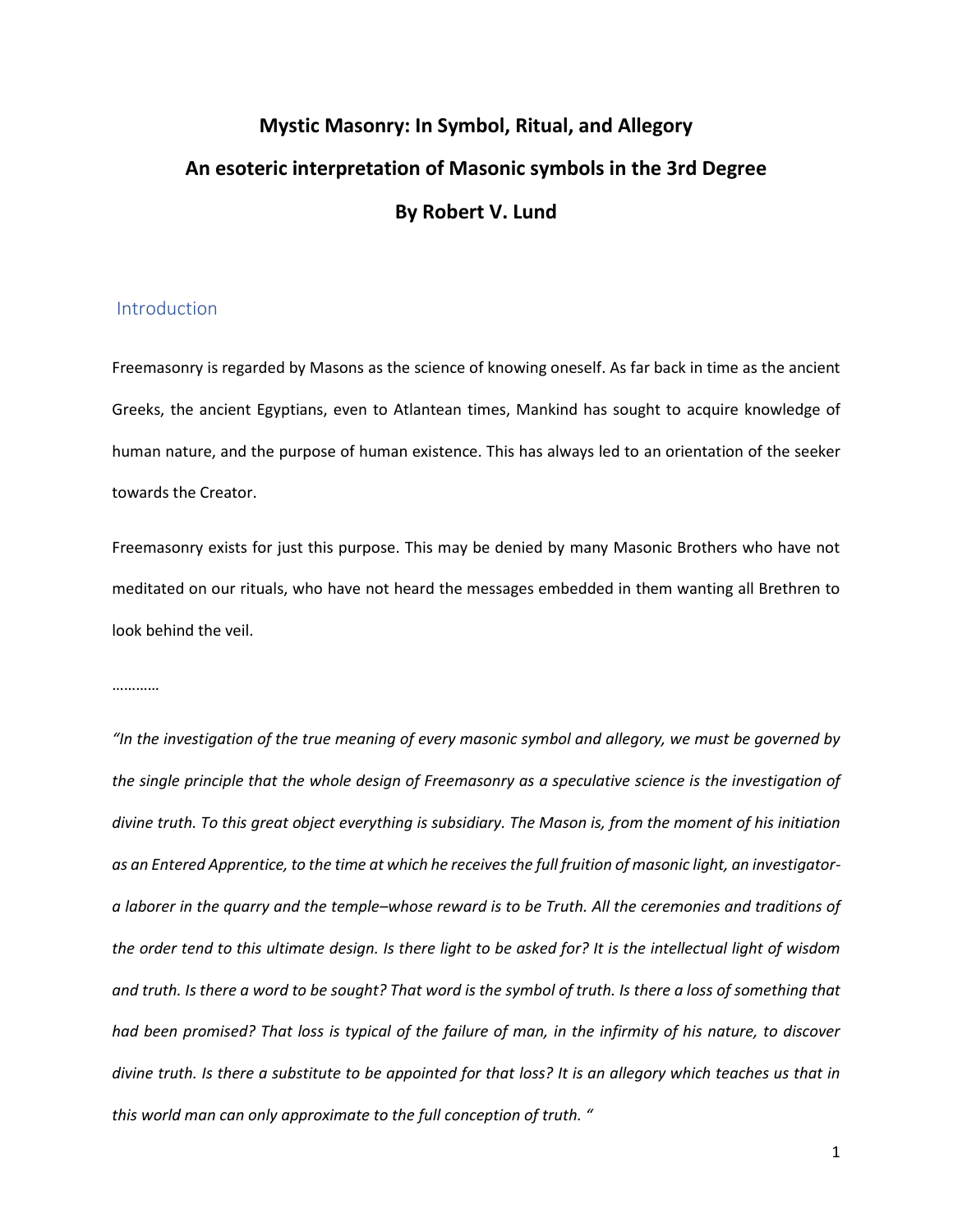# Mystic Masonry: In Symbol, Ritual, and Allegory

## An esoteric interpretation of Masonic symbols in the 3rd Degree

## By Robert V. Lund

### Introduction

Freemasonry is regarded by Masons as the science of knowing oneself. As far back in time as the ancient Greeks, the ancient Egyptians, even to Atlantean times, Mankind has sought to acquire knowledge of human nature, and the purpose of human existence. This has always led to an orientation of the seeker towards the Creator.

Freemasonry exists for just this purpose. This may be denied by many Masonic Brothers who have not meditated on our rituals, who have not heard the messages embedded in them wanting all Brethren to look behind the veil.

…………

*"In the investigation of the true meaning of every masonic symbol and allegory, we must be governed by the single principle that the whole design of Freemasonry as a speculative science is the investigation of divine truth. To this great object everything is subsidiary. The Mason is, from the moment of his initiation as an Entered Apprentice, to the time at which he receives the full fruition of masonic light, an investigator-a laborer in the quarry and the temple–whose reward is to be Truth. All the ceremonies and traditions of the order tend to this ultimate design. Is there light to be asked for? It is the intellectual light of wisdom and truth. Is there a word to be sought? That word is the symbol of truth. Is there a loss of something that had been promised? That loss is typical of the failure of man, in the infirmity of his nature, to discover divine truth. Is there a substitute to be appointed for that loss? It is an allegory which teaches us that in this world man can only approximate to the full conception of truth. "*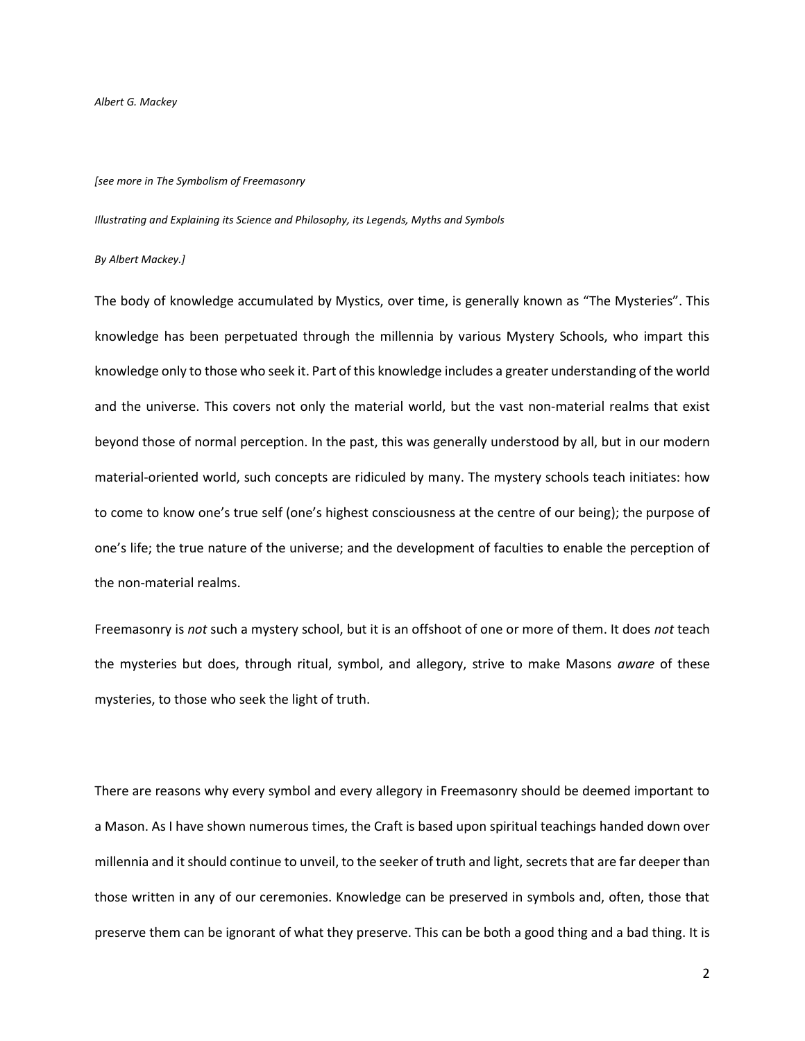*Albert G. Mackey*

*[see more in The Symbolism of Freemasonry*

*Illustrating and Explaining its Science and Philosophy, its Legends, Myths and Symbols*

*By Albert Mackey.]*

The body of knowledge accumulated by Mystics, over time, is generally known as "The Mysteries". This knowledge has been perpetuated through the millennia by various Mystery Schools, who impart this knowledge only to those who seek it. Part of this knowledge includes a greater understanding of the world and the universe. This covers not only the material world, but the vast non-material realms that exist beyond those of normal perception. In the past, this was generally understood by all, but in our modern material-oriented world, such concepts are ridiculed by many. The mystery schools teach initiates: how to come to know one's true self (one's highest consciousness at the centre of our being); the purpose of one's life; the true nature of the universe; and the development of faculties to enable the perception of the non-material realms.

Freemasonry is *not* such a mystery school, but it is an offshoot of one or more of them. It does *not* teach the mysteries but does, through ritual, symbol, and allegory, strive to make Masons *aware* of these mysteries, to those who seek the light of truth.

There are reasons why every symbol and every allegory in Freemasonry should be deemed important to a Mason. As I have shown numerous times, the Craft is based upon spiritual teachings handed down over millennia and it should continue to unveil, to the seeker of truth and light, secrets that are far deeper than those written in any of our ceremonies. Knowledge can be preserved in symbols and, often, those that preserve them can be ignorant of what they preserve. This can be both a good thing and a bad thing. It is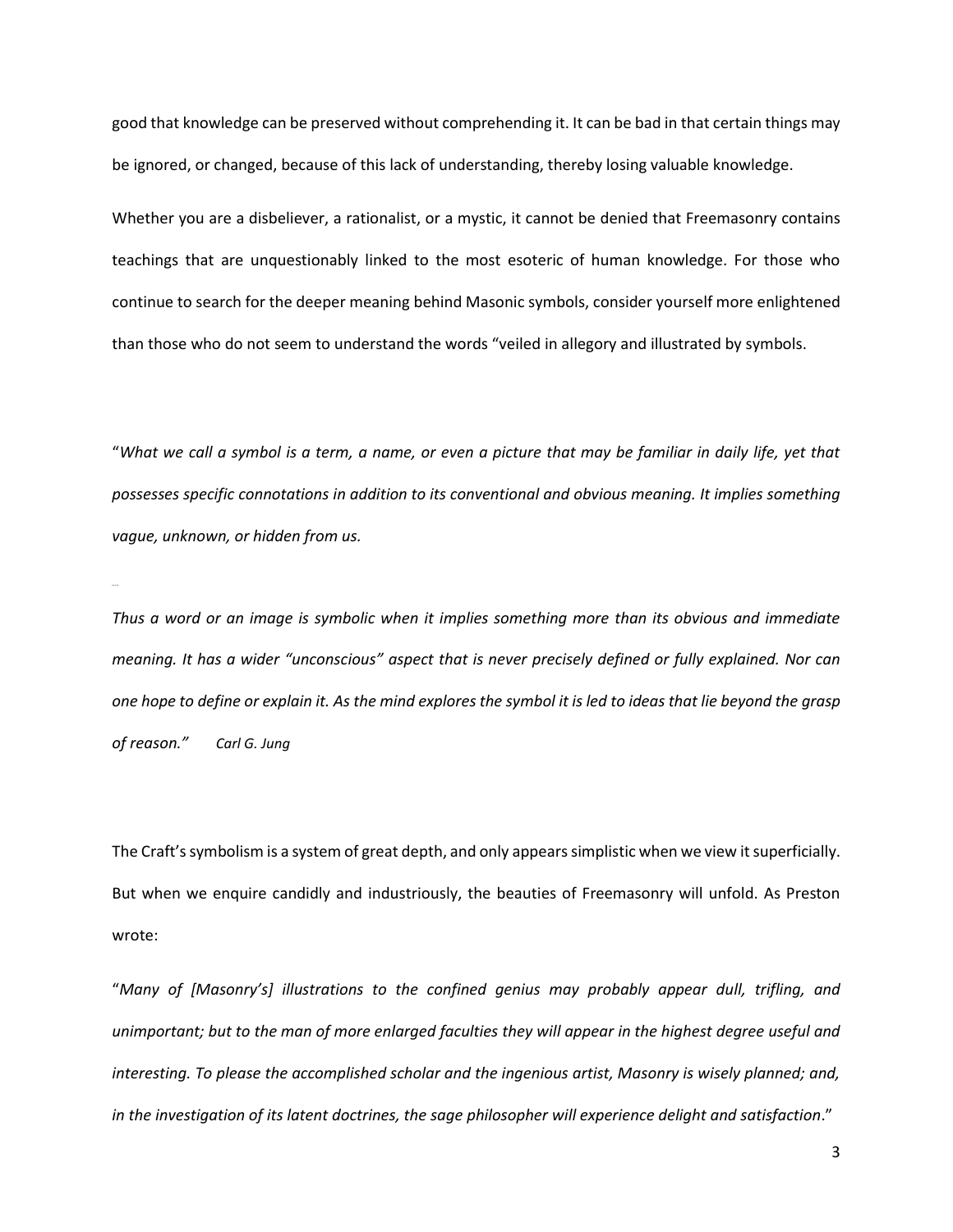good that knowledge can be preserved without comprehending it. It can be bad in that certain things may be ignored, or changed, because of this lack of understanding, thereby losing valuable knowledge.

Whether you are a disbeliever, a rationalist, or a mystic, it cannot be denied that Freemasonry contains teachings that are unquestionably linked to the most esoteric of human knowledge. For those who continue to search for the deeper meaning behind Masonic symbols, consider yourself more enlightened than those who do not seem to understand the words "veiled in allegory and illustrated by symbols.

"*What we call a symbol is a term, a name, or even a picture that may be familiar in daily life, yet that possesses specific connotations in addition to its conventional and obvious meaning. It implies something vague, unknown, or hidden from us.*

*....*

*Thus a word or an image is symbolic when it implies something more than its obvious and immediate meaning. It has a wider "unconscious" aspect that is never precisely defined or fully explained. Nor can one hope to define or explain it. As the mind explores the symbol it is led to ideas that lie beyond the grasp of reason."* *Carl G. Jung*

The Craft's symbolism is a system of great depth, and only appears simplistic when we view it superficially. But when we enquire candidly and industriously, the beauties of Freemasonry will unfold. As Preston wrote:

"*Many of [Masonry's] illustrations to the confined genius may probably appear dull, trifling, and unimportant; but to the man of more enlarged faculties they will appear in the highest degree useful and interesting. To please the accomplished scholar and the ingenious artist, Masonry is wisely planned; and, in the investigation of its latent doctrines, the sage philosopher will experience delight and satisfaction*."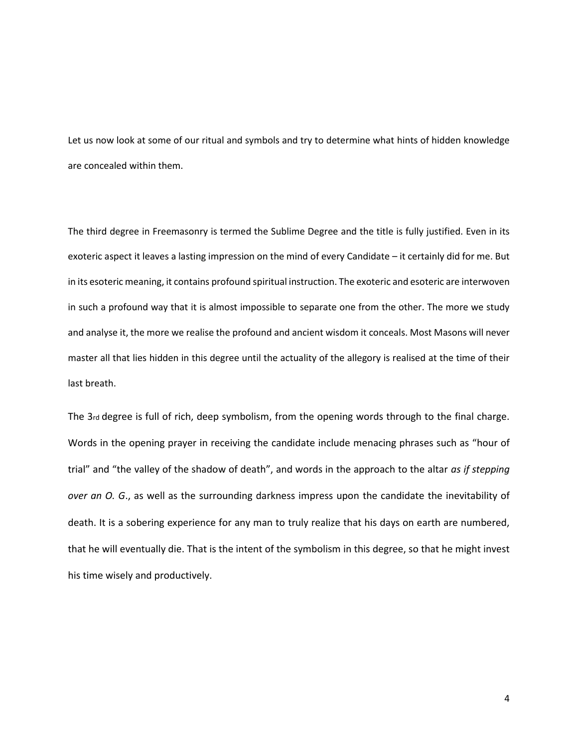Let us now look at some of our ritual and symbols and try to determine what hints of hidden knowledge are concealed within them.

The third degree in Freemasonry is termed the Sublime Degree and the title is fully justified. Even in its exoteric aspect it leaves a lasting impression on the mind of every Candidate – it certainly did for me. But in its esoteric meaning, it contains profound spiritual instruction. The exoteric and esoteric are interwoven in such a profound way that it is almost impossible to separate one from the other. The more we study and analyse it, the more we realise the profound and ancient wisdom it conceals. Most Masons will never master all that lies hidden in this degree until the actuality of the allegory is realised at the time of their last breath.

The 3rd degree is full of rich, deep symbolism, from the opening words through to the final charge. Words in the opening prayer in receiving the candidate include menacing phrases such as “hour of trial” and “the valley of the shadow of death”, and words in the approach to the altar *as if stepping over an O. G.*, as well as the surrounding darkness impress upon the candidate the inevitability of death. It is a sobering experience for any man to truly realize that his days on earth are numbered, that he will eventually die. That is the intent of the symbolism in this degree, so that he might invest his time wisely and productively.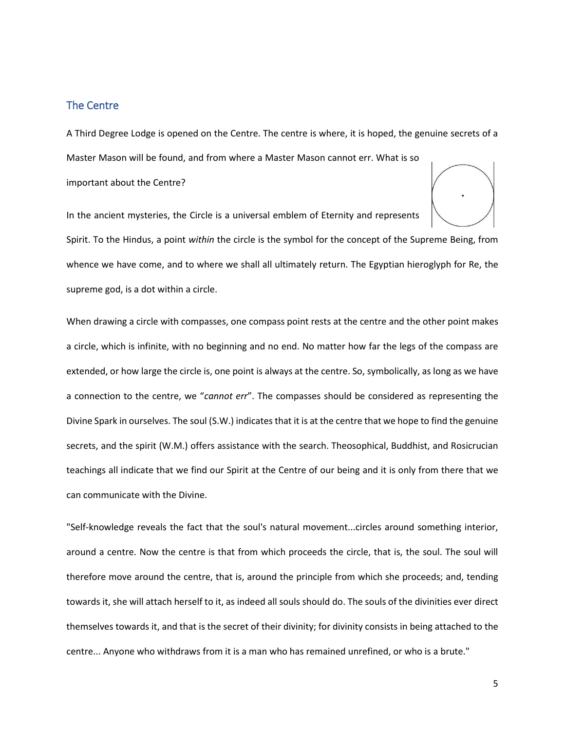## The Centre

A Third Degree Lodge is opened on the Centre. The centre is where, it is hoped, the genuine secrets of a Master Mason will be found, and from where a Master Mason cannot err. What is so important about the Centre?

In the ancient mysteries, the Circle is a universal emblem of Eternity and represents Spirit. To the Hindus, a point *within* the circle is the symbol for the concept of the Supreme Being, from whence we have come, and to where we shall all ultimately return. The Egyptian hieroglyph for Re, the supreme god, is a dot within a circle.

When drawing a circle with compasses, one compass point rests at the centre and the other point makes a circle, which is infinite, with no beginning and no end. No matter how far the legs of the compass are extended, or how large the circle is, one point is always at the centre. So, symbolically, as long as we have a connection to the centre, we "*cannot err*". The compasses should be considered as representing the Divine Spark in ourselves. The soul (S.W.) indicates that it is at the centre that we hope to find the genuine secrets, and the spirit (W.M.) offers assistance with the search. Theosophical, Buddhist, and Rosicrucian teachings all indicate that we find our Spirit at the Centre of our being and it is only from there that we can communicate with the Divine.

"Self-knowledge reveals the fact that the soul's natural movement...circles around something interior, around a centre. Now the centre is that from which proceeds the circle, that is, the soul. The soul will therefore move around the centre, that is, around the principle from which she proceeds; and, tending towards it, she will attach herself to it, as indeed all souls should do. The souls of the divinities ever direct themselves towards it, and that is the secret of their divinity; for divinity consists in being attached to the centre... Anyone who withdraws from it is a man who has remained unrefined, or who is a brute."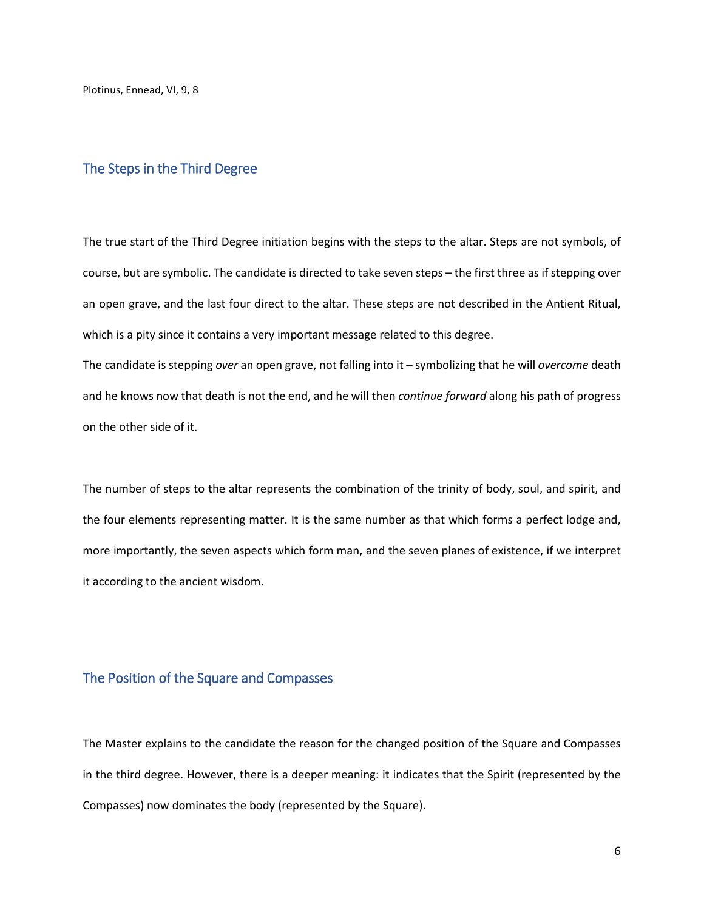Plotinus, Ennead, VI, 9, 8

## The Steps in the Third Degree

The true start of the Third Degree initiation begins with the steps to the altar. Steps are not symbols, of course, but are symbolic. The candidate is directed to take seven steps – the first three as if stepping over an open grave, and the last four direct to the altar. These steps are not described in the Antient Ritual, which is a pity since it contains a very important message related to this degree.

The candidate is stepping *over* an open grave, not falling into it – symbolizing that he will *overcome* death and he knows now that death is not the end, and he will then *continue forward* along his path of progress on the other side of it.

The number of steps to the altar represents the combination of the trinity of body, soul, and spirit, and the four elements representing matter. It is the same number as that which forms a perfect lodge and, more importantly, the seven aspects which form man, and the seven planes of existence, if we interpret it according to the ancient wisdom.

## The Position of the Square and Compasses

The Master explains to the candidate the reason for the changed position of the Square and Compasses in the third degree. However, there is a deeper meaning: it indicates that the Spirit (represented by the Compasses) now dominates the body (represented by the Square).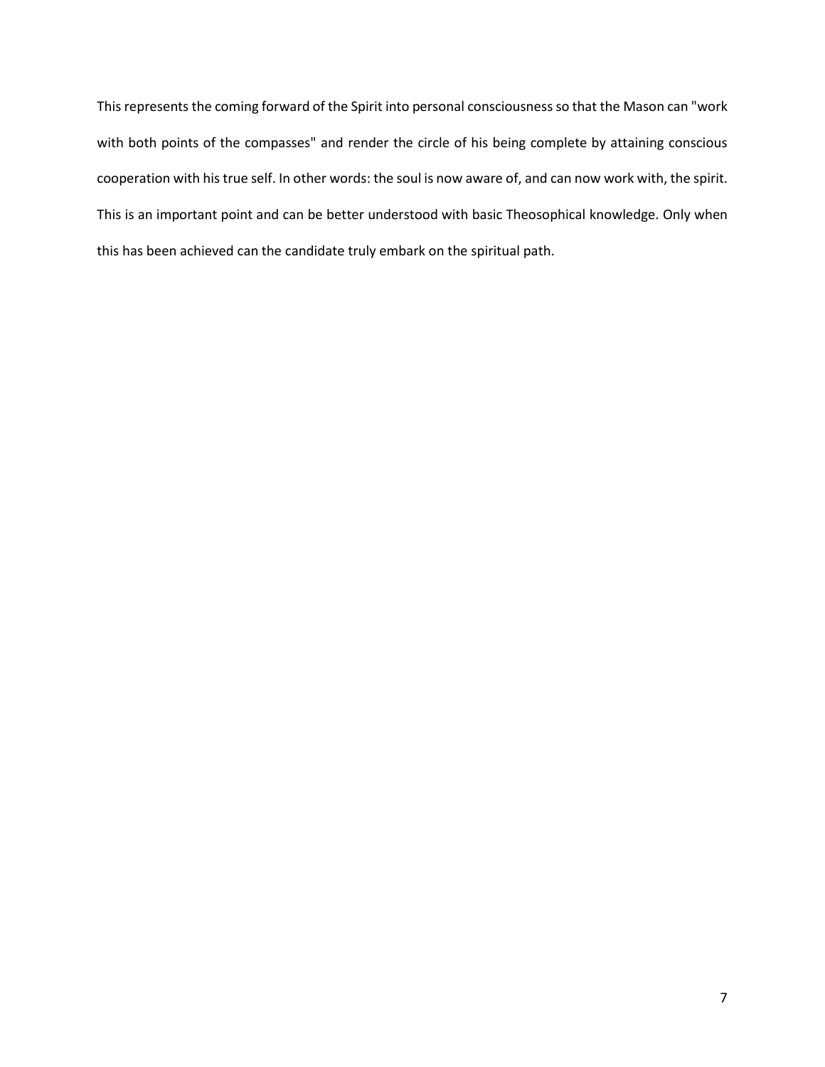This represents the coming forward of the Spirit into personal consciousness so that the Mason can "work with both points of the compasses" and render the circle of his being complete by attaining conscious cooperation with his true self. In other words: the soul is now aware of, and can now work with, the spirit. This is an important point and can be better understood with basic Theosophical knowledge. Only when this has been achieved can the candidate truly embark on the spiritual path.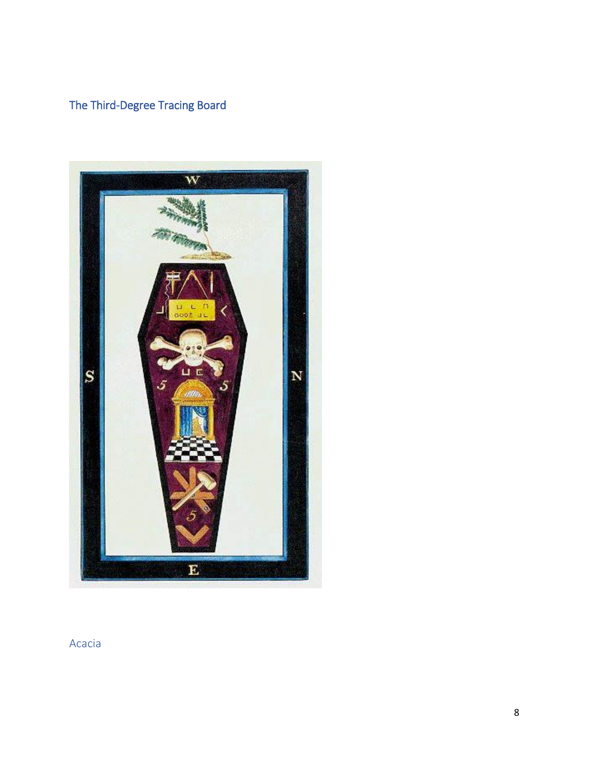## The Third-Degree Tracing Board

### Acacia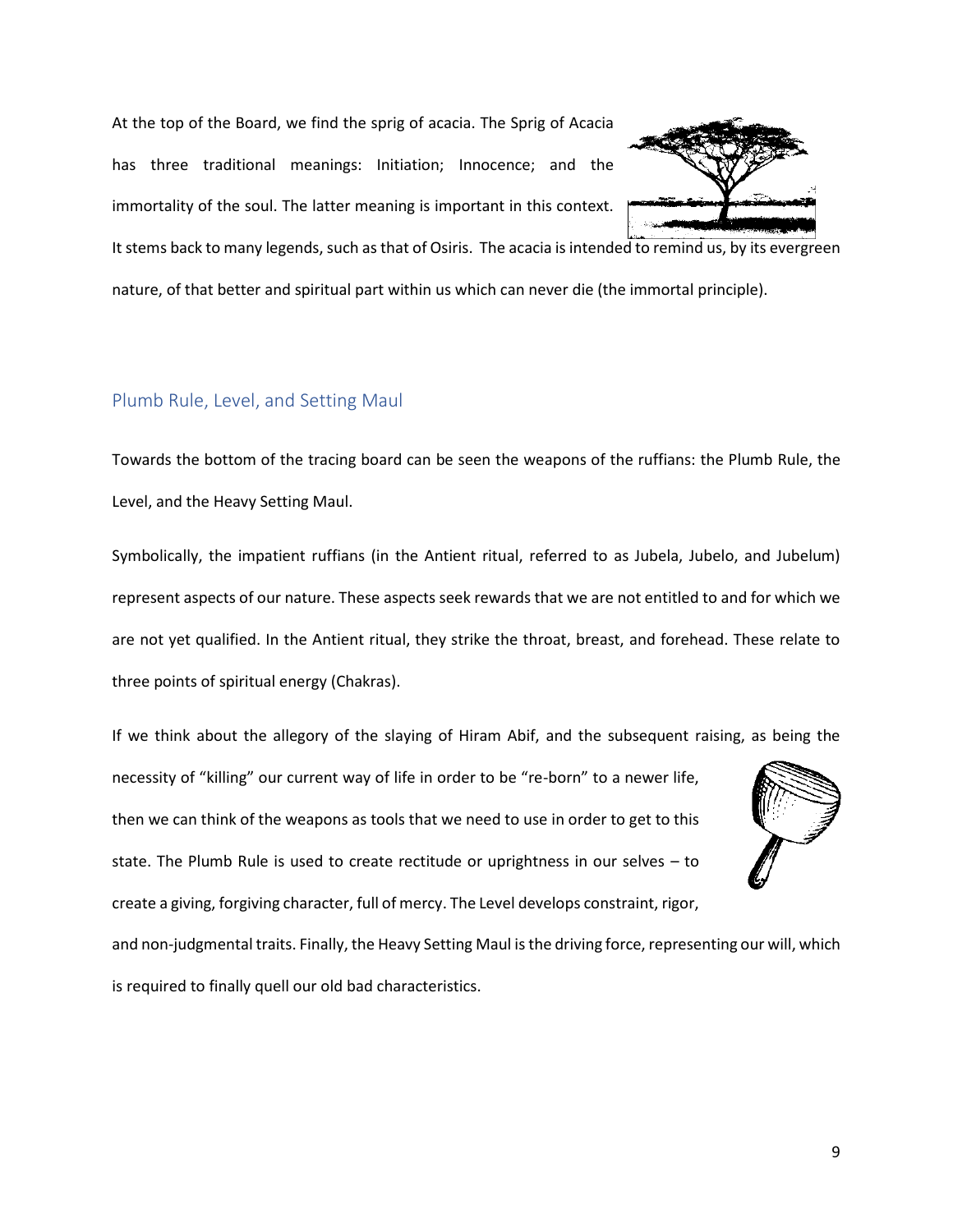At the top of the Board, we find the sprig of acacia. The Sprig of Acacia has three traditional meanings: Initiation; Innocence; and the immortality of the soul. The latter meaning is important in this context. It stems back to many legends, such as that of Osiris. The acacia is intended to remind us, by its evergreen nature, of that better and spiritual part within us which can never die (the immortal principle).

## Plumb Rule, Level, and Setting Maul

Towards the bottom of the tracing board can be seen the weapons of the ruffians: the Plumb Rule, the Level, and the Heavy Setting Maul.

Symbolically, the impatient ruffians (in the Antient ritual, referred to as Jubela, Jubelo, and Jubelum) represent aspects of our nature. These aspects seek rewards that we are not entitled to and for which we are not yet qualified. In the Antient ritual, they strike the throat, breast, and forehead. These relate to three points of spiritual energy (Chakras).

If we think about the allegory of the slaying of Hiram Abif, and the subsequent raising, as being the necessity of "killing" our current way of life in order to be "re-born" to a newer life, then we can think of the weapons as tools that we need to use in order to get to this state. The Plumb Rule is used to create rectitude or uprightness in our selves – to create a giving, forgiving character, full of mercy. The Level develops constraint, rigor, and non-judgmental traits. Finally, the Heavy Setting Maul is the driving force, representing our will, which is required to finally quell our old bad characteristics.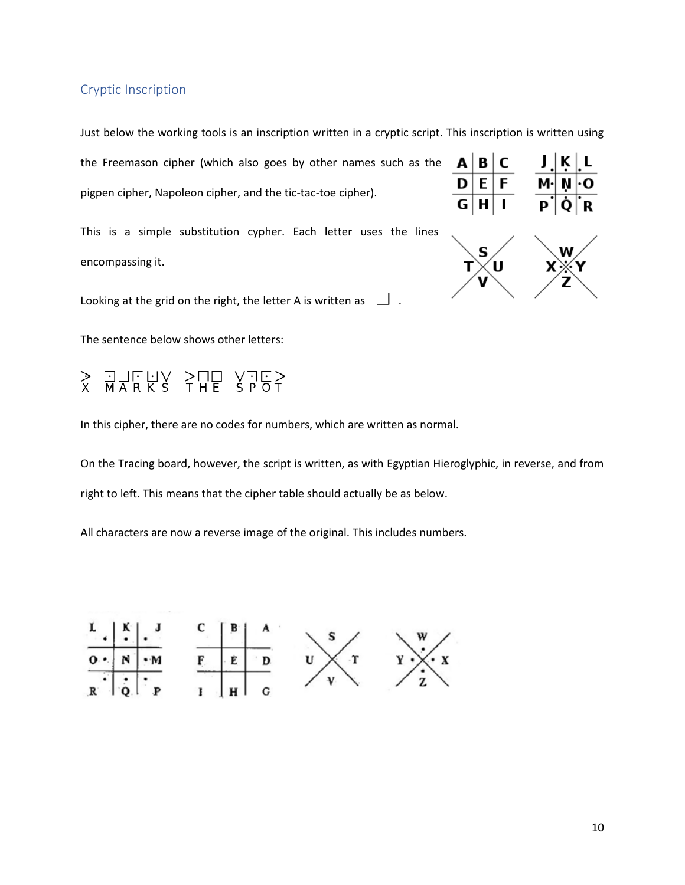## Cryptic Inscription

Just below the working tools is an inscription written in a cryptic script. This inscription is written using the Freemason cipher (which also goes by other names such as the pigpen cipher, Napoleon cipher, and the tic-tac-toe cipher).

This is a simple substitution cypher. Each letter uses the lines encompassing it.

| A | B | C |
|---|---|---|
| D | E | F |
| G | H | I |

| J | K | L |
|---|---|---|
| M | N | O |
| P | Q | R |

S, T, U, V (X grid); W, X, Y, Z (X grid with dots)

Looking at the grid on the right, the letter A is written as ⏌.

The sentence below shows other letters:

X MARKS THE SPOT

In this cipher, there are no codes for numbers, which are written as normal.

On the Tracing board, however, the script is written, as with Egyptian Hieroglyphic, in reverse, and from right to left. This means that the cipher table should actually be as below.

All characters are now a reverse image of the original. This includes numbers.

| L | K | J |
|---|---|---|
| O | N | M |
| R | Q | P |

| C | B | A |
|---|---|---|
| F | E | D |
| I | H | G |

S, U, T, V (X grid); W, Y, X, Z (X grid with dots)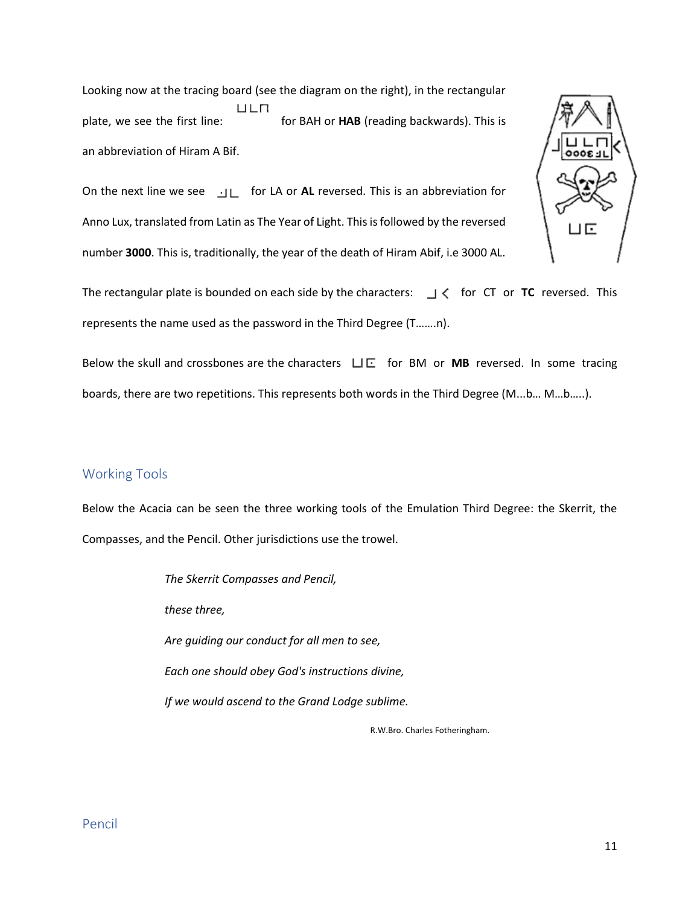Looking now at the tracing board (see the diagram on the right), in the rectangular plate, we see the first line: ⊔L⊓ for BAH or **HAB** (reading backwards). This is an abbreviation of Hiram A Bif.

On the next line we see ·|L for LA or **AL** reversed. This is an abbreviation for Anno Lux, translated from Latin as The Year of Light. This is followed by the reversed number **3000**. This is, traditionally, the year of the death of Hiram Abif, i.e 3000 AL.

The rectangular plate is bounded on each side by the characters: ⌋ < for CT or **TC** reversed. This represents the name used as the password in the Third Degree (T…….n).

Below the skull and crossbones are the characters ⊔E for BM or **MB** reversed. In some tracing boards, there are two repetitions. This represents both words in the Third Degree (M...b… M…b…..).

## Working Tools

Below the Acacia can be seen the three working tools of the Emulation Third Degree: the Skerrit, the Compasses, and the Pencil. Other jurisdictions use the trowel.

*The Skerrit Compasses and Pencil,*

*these three,*

*Are guiding our conduct for all men to see,*

*Each one should obey God's instructions divine,*

*If we would ascend to the Grand Lodge sublime.*

R.W.Bro. Charles Fotheringham.

## Pencil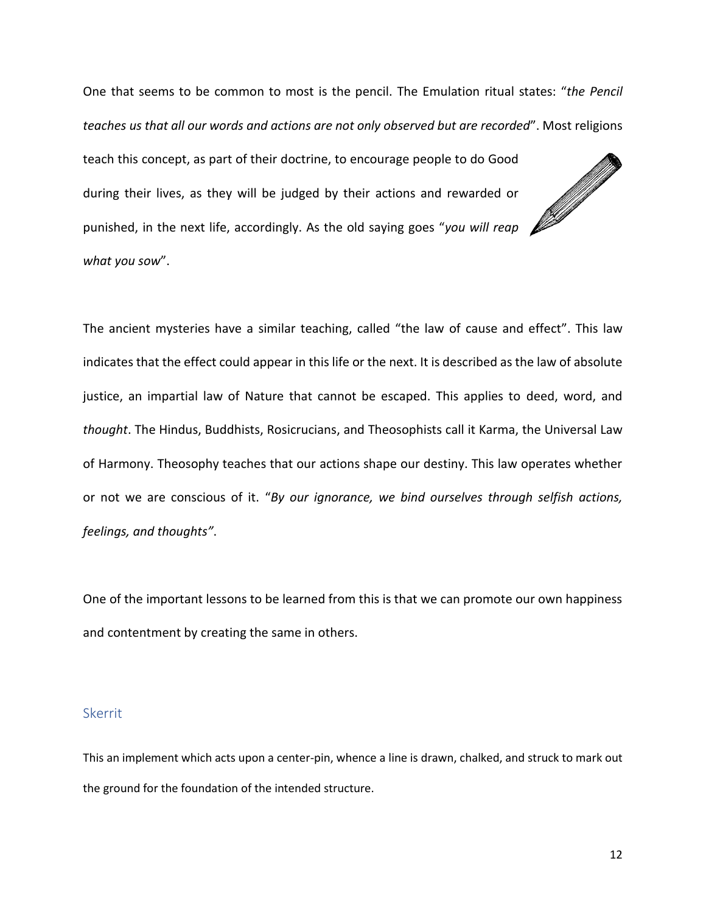One that seems to be common to most is the pencil. The Emulation ritual states: "*the Pencil teaches us that all our words and actions are not only observed but are recorded*". Most religions teach this concept, as part of their doctrine, to encourage people to do Good during their lives, as they will be judged by their actions and rewarded or punished, in the next life, accordingly. As the old saying goes "*you will reap what you sow*".

The ancient mysteries have a similar teaching, called "the law of cause and effect". This law indicates that the effect could appear in this life or the next. It is described as the law of absolute justice, an impartial law of Nature that cannot be escaped. This applies to deed, word, and *thought*. The Hindus, Buddhists, Rosicrucians, and Theosophists call it Karma, the Universal Law of Harmony. Theosophy teaches that our actions shape our destiny. This law operates whether or not we are conscious of it. "*By our ignorance, we bind ourselves through selfish actions, feelings, and thoughts"*.

One of the important lessons to be learned from this is that we can promote our own happiness and contentment by creating the same in others.

## Skerrit

This an implement which acts upon a center-pin, whence a line is drawn, chalked, and struck to mark out the ground for the foundation of the intended structure.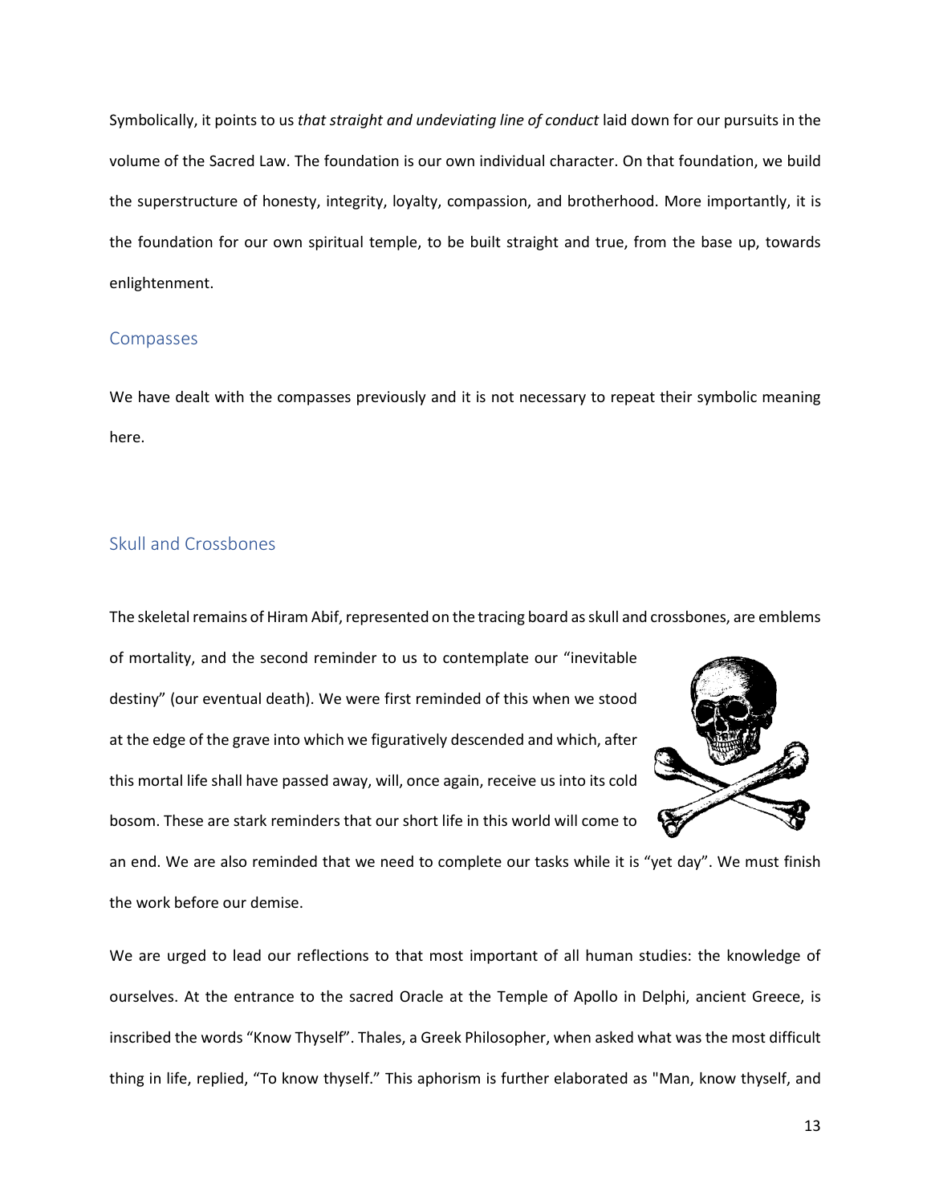Symbolically, it points to us *that straight and undeviating line of conduct* laid down for our pursuits in the volume of the Sacred Law. The foundation is our own individual character. On that foundation, we build the superstructure of honesty, integrity, loyalty, compassion, and brotherhood. More importantly, it is the foundation for our own spiritual temple, to be built straight and true, from the base up, towards enlightenment.

## Compasses

We have dealt with the compasses previously and it is not necessary to repeat their symbolic meaning here.

## Skull and Crossbones

The skeletal remains of Hiram Abif, represented on the tracing board as skull and crossbones, are emblems of mortality, and the second reminder to us to contemplate our "inevitable destiny" (our eventual death). We were first reminded of this when we stood at the edge of the grave into which we figuratively descended and which, after this mortal life shall have passed away, will, once again, receive us into its cold bosom. These are stark reminders that our short life in this world will come to an end. We are also reminded that we need to complete our tasks while it is "yet day". We must finish the work before our demise.

We are urged to lead our reflections to that most important of all human studies: the knowledge of ourselves. At the entrance to the sacred Oracle at the Temple of Apollo in Delphi, ancient Greece, is inscribed the words "Know Thyself". Thales, a Greek Philosopher, when asked what was the most difficult thing in life, replied, "To know thyself." This aphorism is further elaborated as "Man, know thyself, and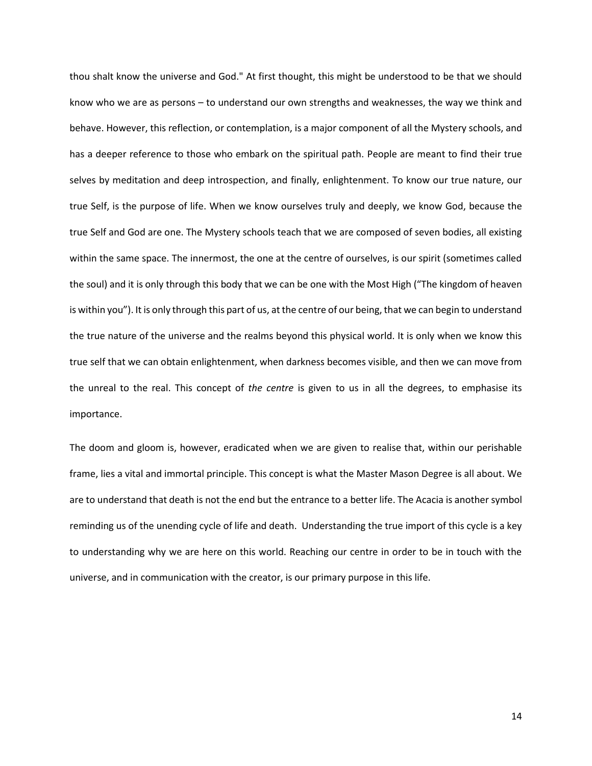thou shalt know the universe and God." At first thought, this might be understood to be that we should know who we are as persons – to understand our own strengths and weaknesses, the way we think and behave. However, this reflection, or contemplation, is a major component of all the Mystery schools, and has a deeper reference to those who embark on the spiritual path. People are meant to find their true selves by meditation and deep introspection, and finally, enlightenment. To know our true nature, our true Self, is the purpose of life. When we know ourselves truly and deeply, we know God, because the true Self and God are one. The Mystery schools teach that we are composed of seven bodies, all existing within the same space. The innermost, the one at the centre of ourselves, is our spirit (sometimes called the soul) and it is only through this body that we can be one with the Most High ("The kingdom of heaven is within you"). It is only through this part of us, at the centre of our being, that we can begin to understand the true nature of the universe and the realms beyond this physical world. It is only when we know this true self that we can obtain enlightenment, when darkness becomes visible, and then we can move from the unreal to the real. This concept of *the centre* is given to us in all the degrees, to emphasise its importance.

The doom and gloom is, however, eradicated when we are given to realise that, within our perishable frame, lies a vital and immortal principle. This concept is what the Master Mason Degree is all about. We are to understand that death is not the end but the entrance to a better life. The Acacia is another symbol reminding us of the unending cycle of life and death. Understanding the true import of this cycle is a key to understanding why we are here on this world. Reaching our centre in order to be in touch with the universe, and in communication with the creator, is our primary purpose in this life.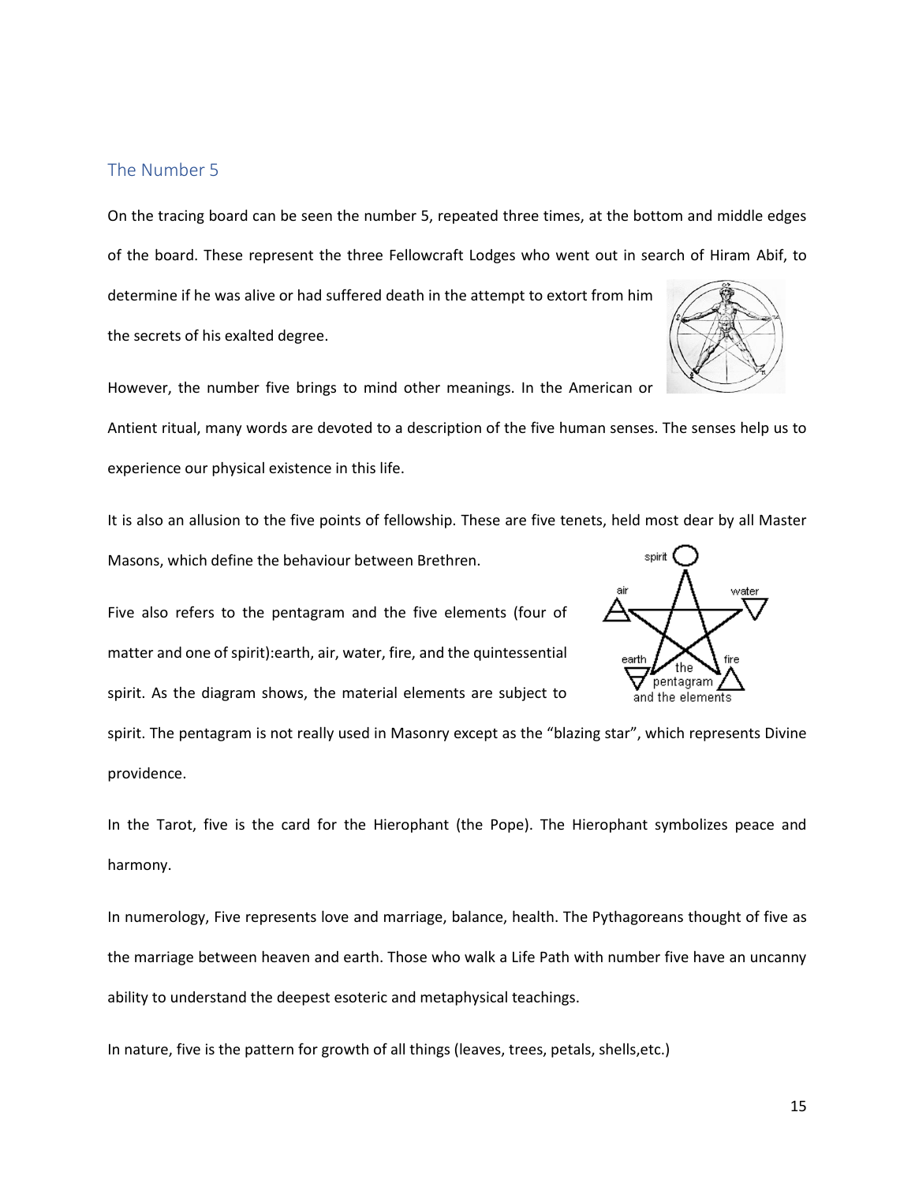## The Number 5

On the tracing board can be seen the number 5, repeated three times, at the bottom and middle edges of the board. These represent the three Fellowcraft Lodges who went out in search of Hiram Abif, to determine if he was alive or had suffered death in the attempt to extort from him the secrets of his exalted degree.

However, the number five brings to mind other meanings. In the American or Antient ritual, many words are devoted to a description of the five human senses. The senses help us to experience our physical existence in this life.

It is also an allusion to the five points of fellowship. These are five tenets, held most dear by all Master Masons, which define the behaviour between Brethren.

Five also refers to the pentagram and the five elements (four of matter and one of spirit):earth, air, water, fire, and the quintessential spirit. As the diagram shows, the material elements are subject to spirit. The pentagram is not really used in Masonry except as the "blazing star", which represents Divine providence.

In the Tarot, five is the card for the Hierophant (the Pope). The Hierophant symbolizes peace and harmony.

In numerology, Five represents love and marriage, balance, health. The Pythagoreans thought of five as the marriage between heaven and earth. Those who walk a Life Path with number five have an uncanny ability to understand the deepest esoteric and metaphysical teachings.

In nature, five is the pattern for growth of all things (leaves, trees, petals, shells,etc.)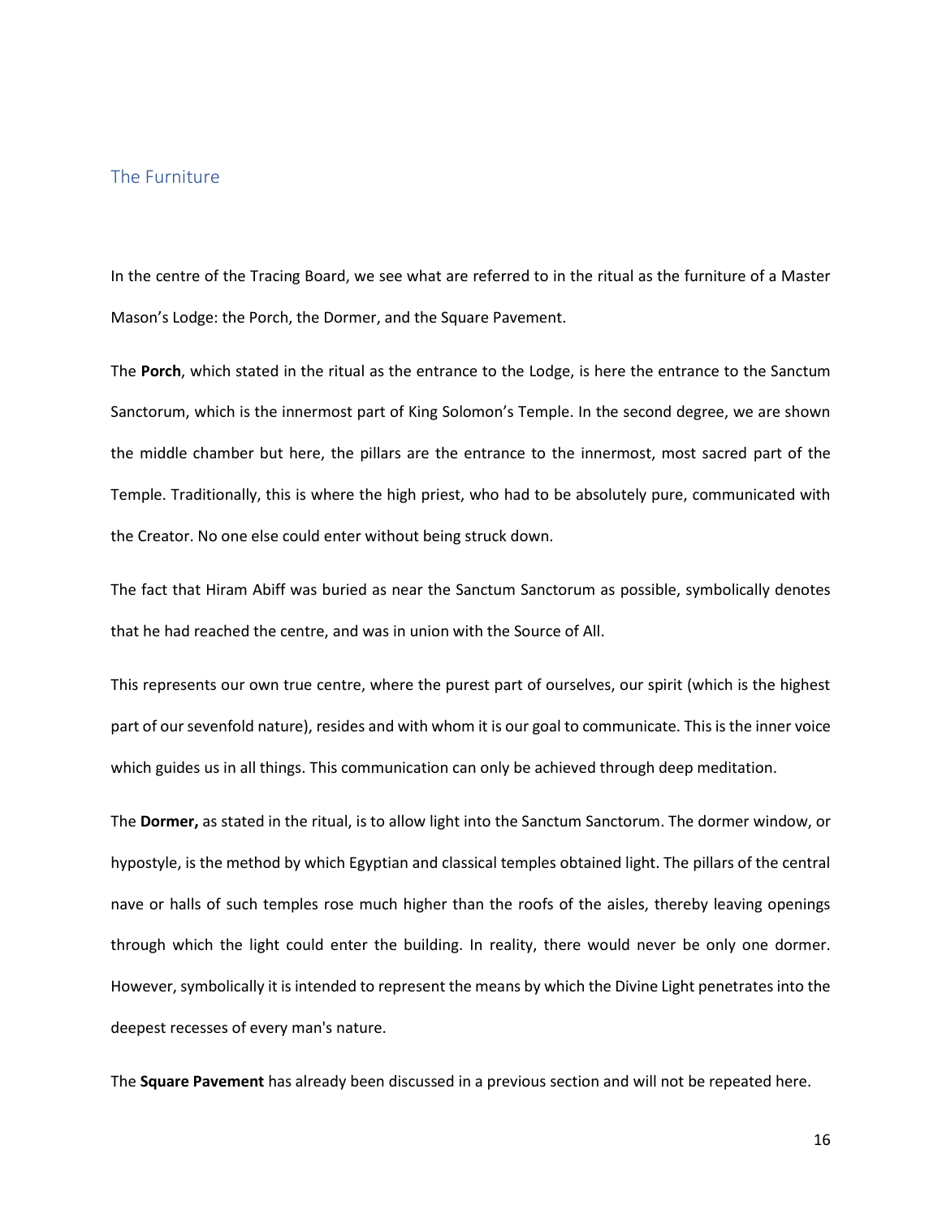## The Furniture

In the centre of the Tracing Board, we see what are referred to in the ritual as the furniture of a Master Mason's Lodge: the Porch, the Dormer, and the Square Pavement.

The **Porch**, which stated in the ritual as the entrance to the Lodge, is here the entrance to the Sanctum Sanctorum, which is the innermost part of King Solomon's Temple. In the second degree, we are shown the middle chamber but here, the pillars are the entrance to the innermost, most sacred part of the Temple. Traditionally, this is where the high priest, who had to be absolutely pure, communicated with the Creator. No one else could enter without being struck down.

The fact that Hiram Abiff was buried as near the Sanctum Sanctorum as possible, symbolically denotes that he had reached the centre, and was in union with the Source of All.

This represents our own true centre, where the purest part of ourselves, our spirit (which is the highest part of our sevenfold nature), resides and with whom it is our goal to communicate. This is the inner voice which guides us in all things. This communication can only be achieved through deep meditation.

The **Dormer,** as stated in the ritual, is to allow light into the Sanctum Sanctorum. The dormer window, or hypostyle, is the method by which Egyptian and classical temples obtained light. The pillars of the central nave or halls of such temples rose much higher than the roofs of the aisles, thereby leaving openings through which the light could enter the building. In reality, there would never be only one dormer. However, symbolically it is intended to represent the means by which the Divine Light penetrates into the deepest recesses of every man's nature.

The **Square Pavement** has already been discussed in a previous section and will not be repeated here.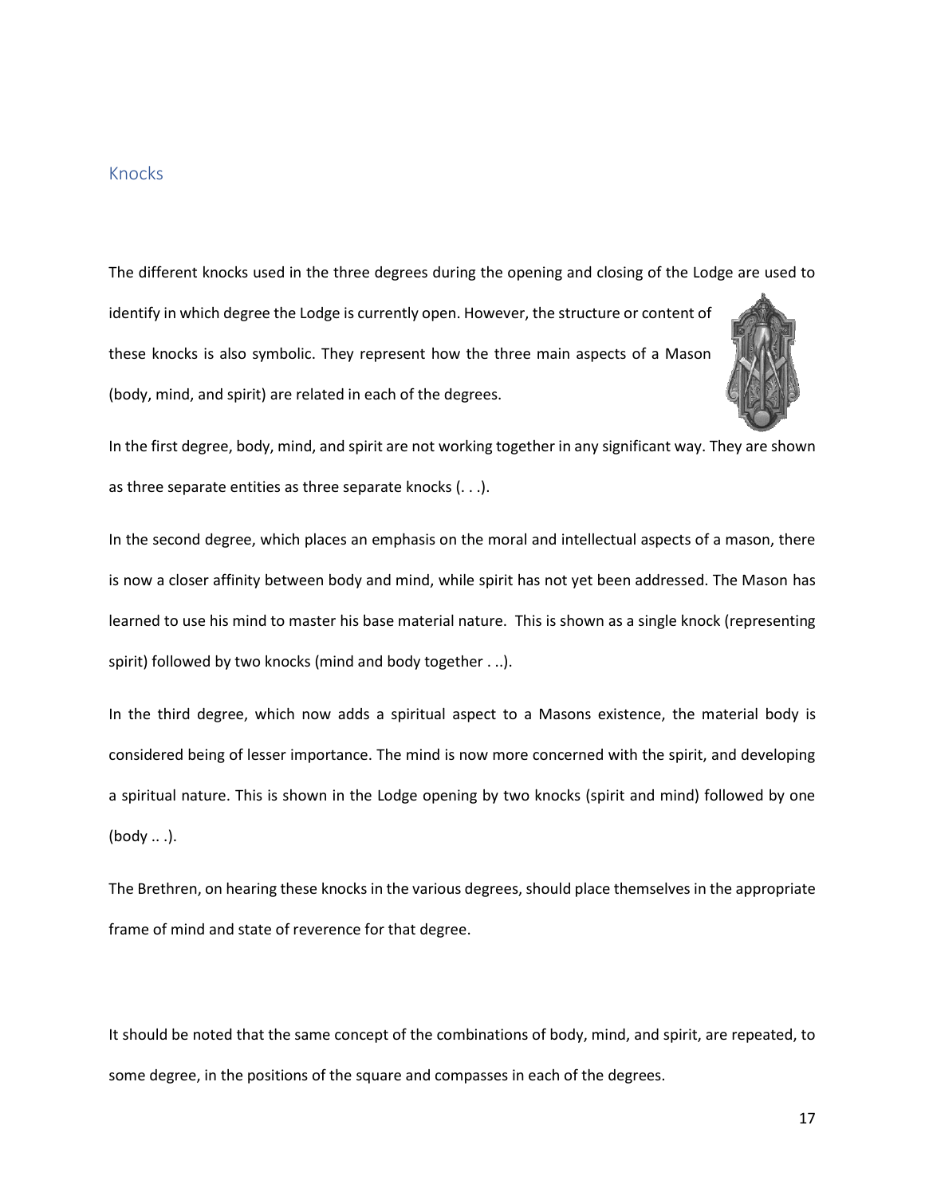## Knocks

The different knocks used in the three degrees during the opening and closing of the Lodge are used to identify in which degree the Lodge is currently open. However, the structure or content of these knocks is also symbolic. They represent how the three main aspects of a Mason (body, mind, and spirit) are related in each of the degrees.

In the first degree, body, mind, and spirit are not working together in any significant way. They are shown as three separate entities as three separate knocks (. . .).

In the second degree, which places an emphasis on the moral and intellectual aspects of a mason, there is now a closer affinity between body and mind, while spirit has not yet been addressed. The Mason has learned to use his mind to master his base material nature. This is shown as a single knock (representing spirit) followed by two knocks (mind and body together . ..).

In the third degree, which now adds a spiritual aspect to a Masons existence, the material body is considered being of lesser importance. The mind is now more concerned with the spirit, and developing a spiritual nature. This is shown in the Lodge opening by two knocks (spirit and mind) followed by one (body .. .).

The Brethren, on hearing these knocks in the various degrees, should place themselves in the appropriate frame of mind and state of reverence for that degree.

It should be noted that the same concept of the combinations of body, mind, and spirit, are repeated, to some degree, in the positions of the square and compasses in each of the degrees.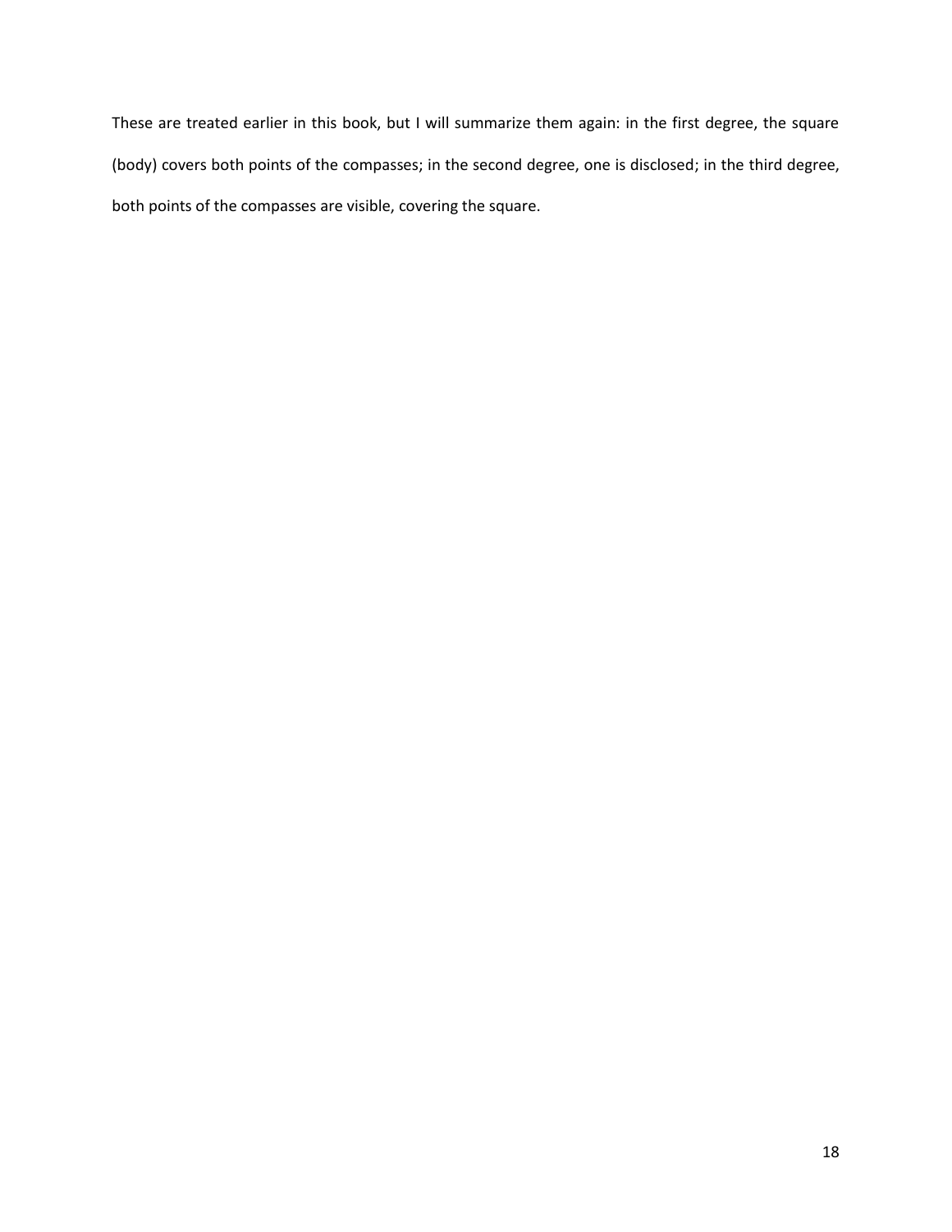These are treated earlier in this book, but I will summarize them again: in the first degree, the square (body) covers both points of the compasses; in the second degree, one is disclosed; in the third degree, both points of the compasses are visible, covering the square.